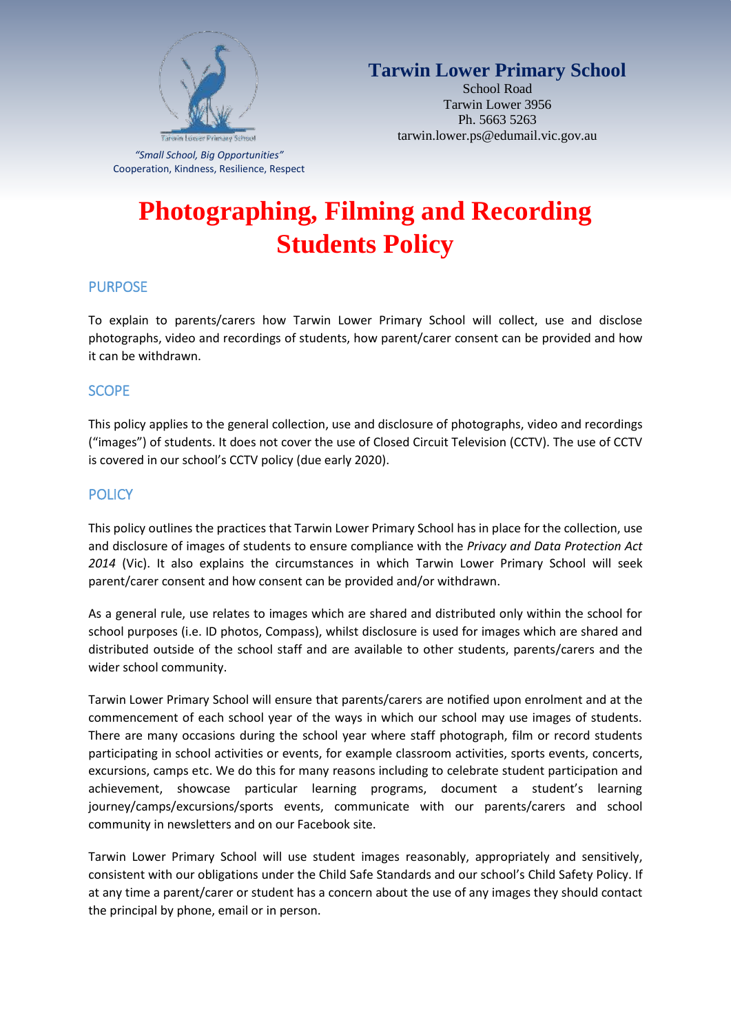**Tarwin Lower Primary School**
School Road
Tarwin Lower 3956
Ph. 5663 5263
tarwin.lower.ps@edumail.vic.gov.au

*"Small School, Big Opportunities"*
Cooperation, Kindness, Resilience, Respect

# Photographing, Filming and Recording Students Policy

## PURPOSE

To explain to parents/carers how Tarwin Lower Primary School will collect, use and disclose photographs, video and recordings of students, how parent/carer consent can be provided and how it can be withdrawn.

## SCOPE

This policy applies to the general collection, use and disclosure of photographs, video and recordings ("images") of students. It does not cover the use of Closed Circuit Television (CCTV). The use of CCTV is covered in our school's CCTV policy (due early 2020).

## POLICY

This policy outlines the practices that Tarwin Lower Primary School has in place for the collection, use and disclosure of images of students to ensure compliance with the *Privacy and Data Protection Act 2014* (Vic). It also explains the circumstances in which Tarwin Lower Primary School will seek parent/carer consent and how consent can be provided and/or withdrawn.

As a general rule, use relates to images which are shared and distributed only within the school for school purposes (i.e. ID photos, Compass), whilst disclosure is used for images which are shared and distributed outside of the school staff and are available to other students, parents/carers and the wider school community.

Tarwin Lower Primary School will ensure that parents/carers are notified upon enrolment and at the commencement of each school year of the ways in which our school may use images of students. There are many occasions during the school year where staff photograph, film or record students participating in school activities or events, for example classroom activities, sports events, concerts, excursions, camps etc. We do this for many reasons including to celebrate student participation and achievement, showcase particular learning programs, document a student's learning journey/camps/excursions/sports events, communicate with our parents/carers and school community in newsletters and on our Facebook site.

Tarwin Lower Primary School will use student images reasonably, appropriately and sensitively, consistent with our obligations under the Child Safe Standards and our school's Child Safety Policy. If at any time a parent/carer or student has a concern about the use of any images they should contact the principal by phone, email or in person.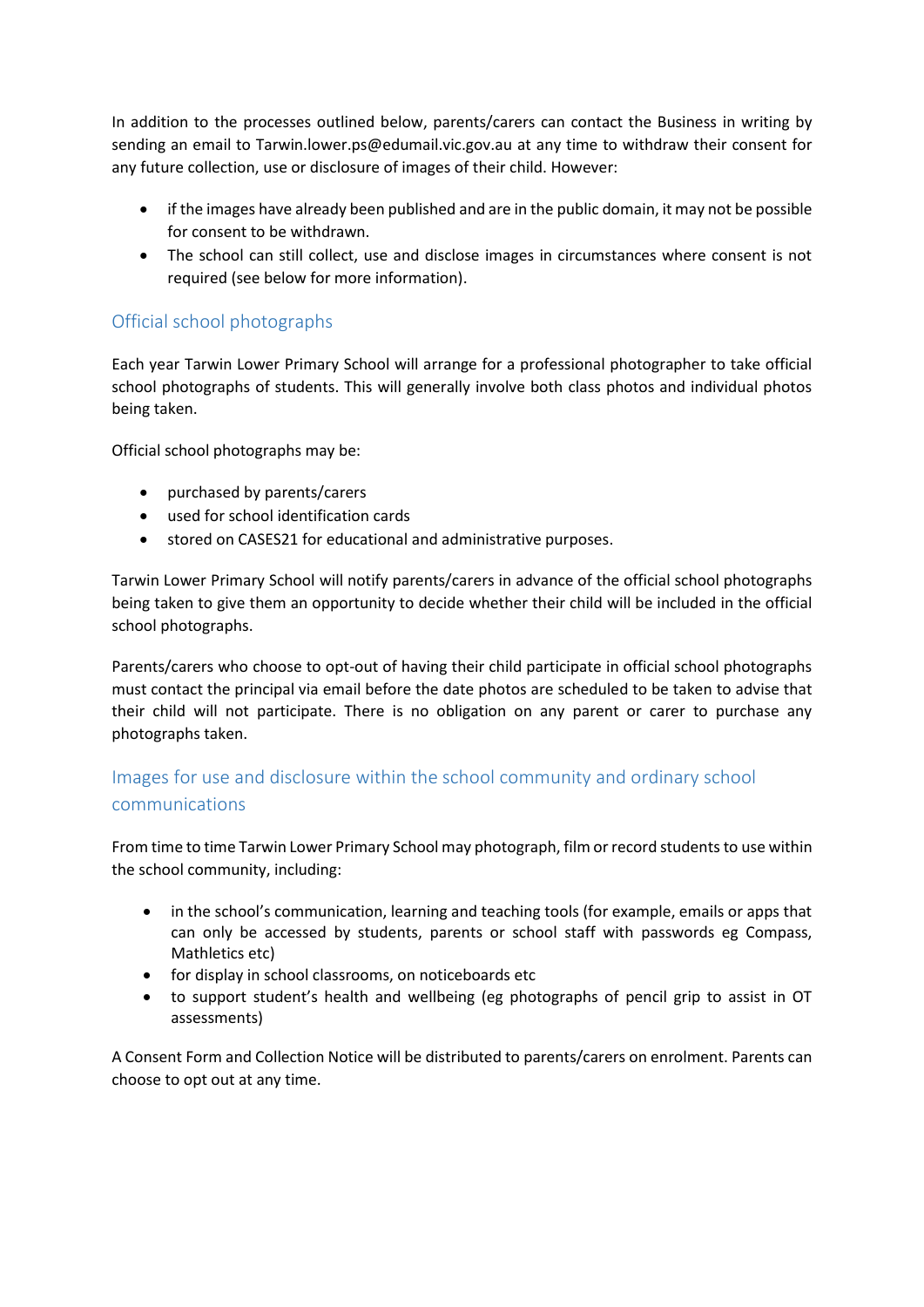In addition to the processes outlined below, parents/carers can contact the Business in writing by sending an email to Tarwin.lower.ps@edumail.vic.gov.au at any time to withdraw their consent for any future collection, use or disclosure of images of their child. However:

- if the images have already been published and are in the public domain, it may not be possible for consent to be withdrawn.
- The school can still collect, use and disclose images in circumstances where consent is not required (see below for more information).

## Official school photographs

Each year Tarwin Lower Primary School will arrange for a professional photographer to take official school photographs of students. This will generally involve both class photos and individual photos being taken.

Official school photographs may be:

- purchased by parents/carers
- used for school identification cards
- stored on CASES21 for educational and administrative purposes.

Tarwin Lower Primary School will notify parents/carers in advance of the official school photographs being taken to give them an opportunity to decide whether their child will be included in the official school photographs.

Parents/carers who choose to opt-out of having their child participate in official school photographs must contact the principal via email before the date photos are scheduled to be taken to advise that their child will not participate. There is no obligation on any parent or carer to purchase any photographs taken.

## Images for use and disclosure within the school community and ordinary school communications

From time to time Tarwin Lower Primary School may photograph, film or record students to use within the school community, including:

- in the school's communication, learning and teaching tools (for example, emails or apps that can only be accessed by students, parents or school staff with passwords eg Compass, Mathletics etc)
- for display in school classrooms, on noticeboards etc
- to support student's health and wellbeing (eg photographs of pencil grip to assist in OT assessments)

A Consent Form and Collection Notice will be distributed to parents/carers on enrolment. Parents can choose to opt out at any time.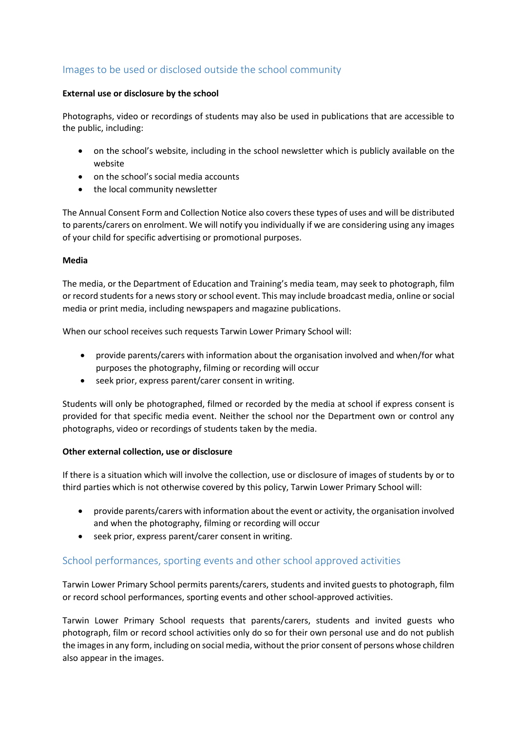## Images to be used or disclosed outside the school community

**External use or disclosure by the school**

Photographs, video or recordings of students may also be used in publications that are accessible to the public, including:

- on the school's website, including in the school newsletter which is publicly available on the website
- on the school's social media accounts
- the local community newsletter

The Annual Consent Form and Collection Notice also covers these types of uses and will be distributed to parents/carers on enrolment. We will notify you individually if we are considering using any images of your child for specific advertising or promotional purposes.

**Media**

The media, or the Department of Education and Training's media team, may seek to photograph, film or record students for a news story or school event. This may include broadcast media, online or social media or print media, including newspapers and magazine publications.

When our school receives such requests Tarwin Lower Primary School will:

- provide parents/carers with information about the organisation involved and when/for what purposes the photography, filming or recording will occur
- seek prior, express parent/carer consent in writing.

Students will only be photographed, filmed or recorded by the media at school if express consent is provided for that specific media event. Neither the school nor the Department own or control any photographs, video or recordings of students taken by the media.

**Other external collection, use or disclosure**

If there is a situation which will involve the collection, use or disclosure of images of students by or to third parties which is not otherwise covered by this policy, Tarwin Lower Primary School will:

- provide parents/carers with information about the event or activity, the organisation involved and when the photography, filming or recording will occur
- seek prior, express parent/carer consent in writing.

## School performances, sporting events and other school approved activities

Tarwin Lower Primary School permits parents/carers, students and invited guests to photograph, film or record school performances, sporting events and other school-approved activities.

Tarwin Lower Primary School requests that parents/carers, students and invited guests who photograph, film or record school activities only do so for their own personal use and do not publish the images in any form, including on social media, without the prior consent of persons whose children also appear in the images.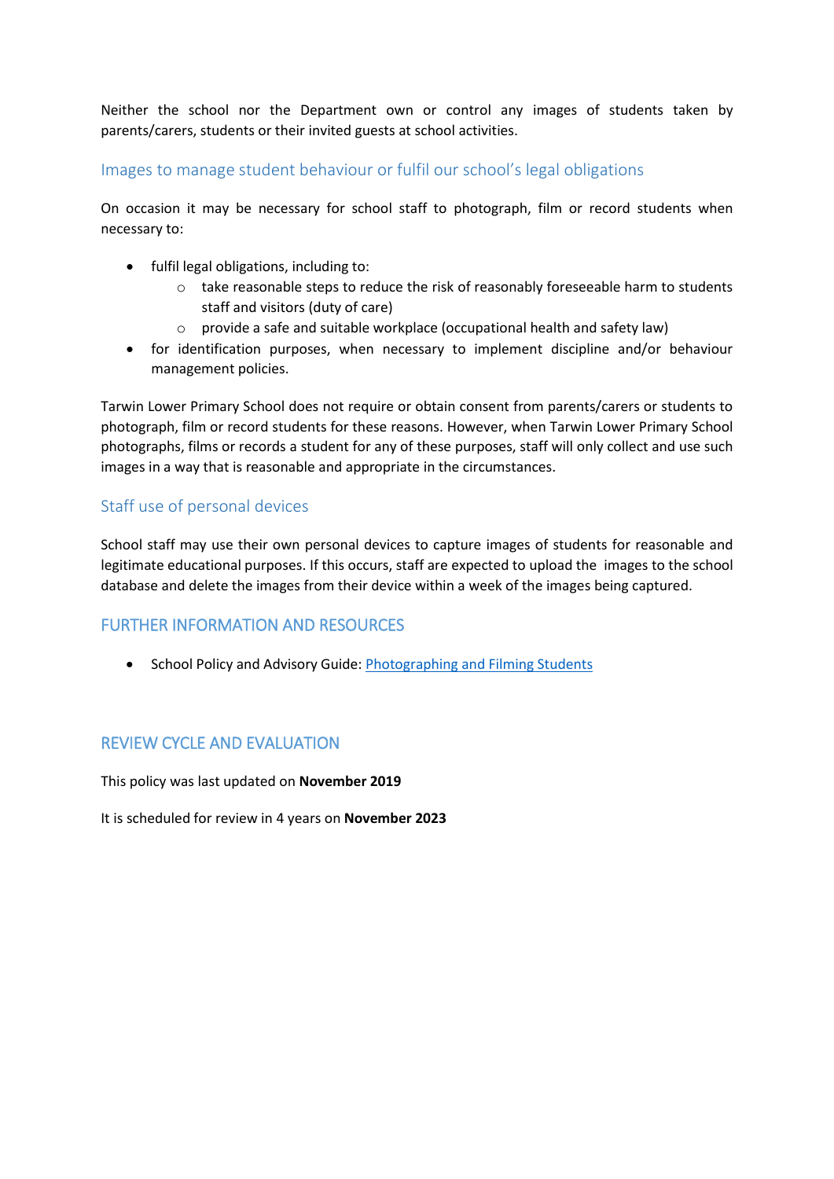Neither the school nor the Department own or control any images of students taken by parents/carers, students or their invited guests at school activities.

### Images to manage student behaviour or fulfil our school's legal obligations

On occasion it may be necessary for school staff to photograph, film or record students when necessary to:

- fulfil legal obligations, including to:
  - take reasonable steps to reduce the risk of reasonably foreseeable harm to students staff and visitors (duty of care)
  - provide a safe and suitable workplace (occupational health and safety law)
- for identification purposes, when necessary to implement discipline and/or behaviour management policies.

Tarwin Lower Primary School does not require or obtain consent from parents/carers or students to photograph, film or record students for these reasons. However, when Tarwin Lower Primary School photographs, films or records a student for any of these purposes, staff will only collect and use such images in a way that is reasonable and appropriate in the circumstances.

### Staff use of personal devices

School staff may use their own personal devices to capture images of students for reasonable and legitimate educational purposes. If this occurs, staff are expected to upload the images to the school database and delete the images from their device within a week of the images being captured.

## FURTHER INFORMATION AND RESOURCES

- School Policy and Advisory Guide: Photographing and Filming Students

## REVIEW CYCLE AND EVALUATION

This policy was last updated on **November 2019**

It is scheduled for review in 4 years on **November 2023**